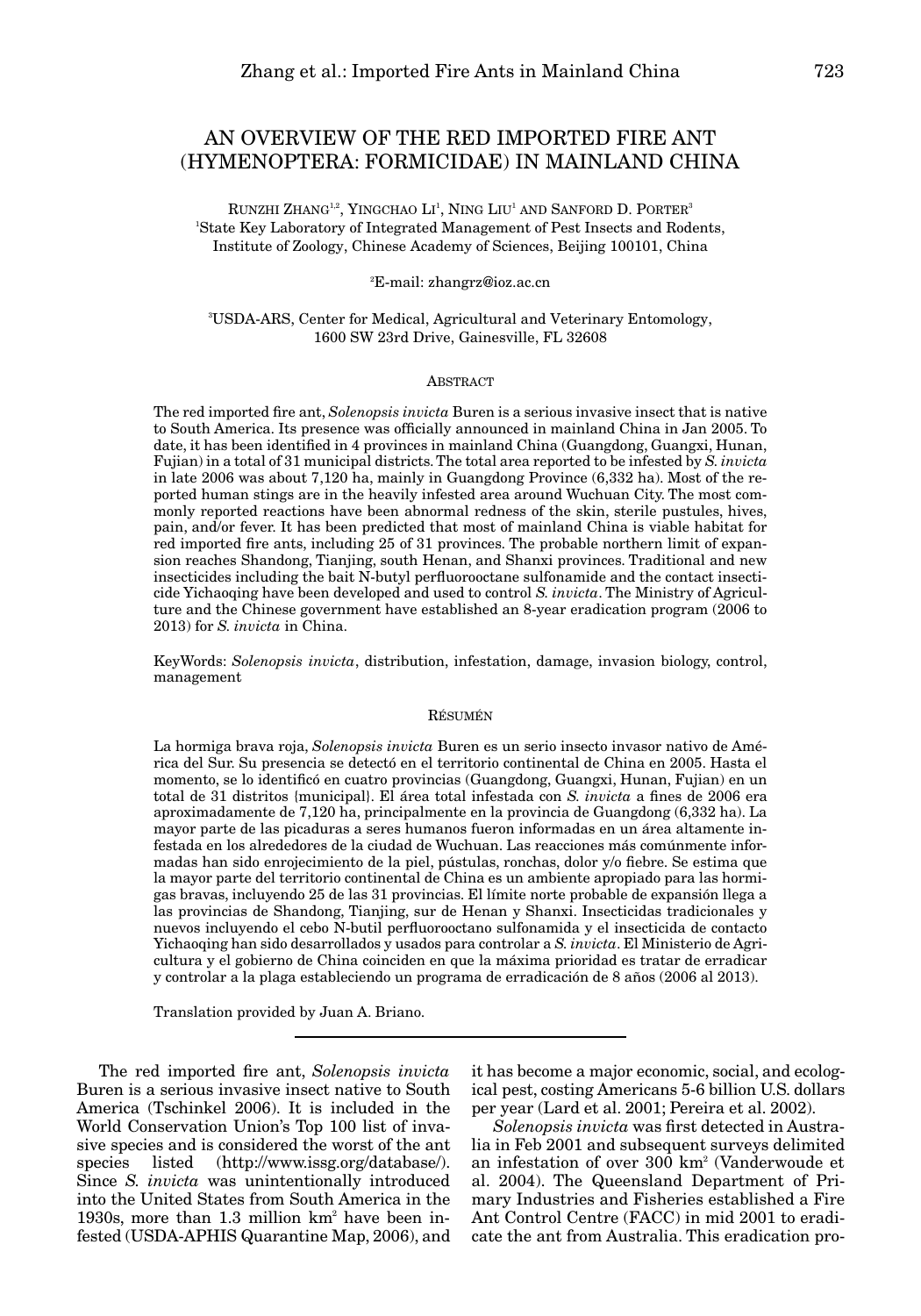# AN OVERVIEW OF THE RED IMPORTED FIRE ANT (HYMENOPTERA: FORMICIDAE) IN MAINLAND CHINA

RUNZHI ZHANG[1,2], YINGCHAO LI[1], NING LIU[1] AND SANFORD D. PORTER[3]

[1]State Key Laboratory of Integrated Management of Pest Insects and Rodents, Institute of Zoology, Chinese Academy of Sciences, Beijing 100101, China

[2]E-mail: zhangrz@ioz.ac.cn

[3]USDA-ARS, Center for Medical, Agricultural and Veterinary Entomology, 1600 SW 23rd Drive, Gainesville, FL 32608

## ABSTRACT

The red imported fire ant, *Solenopsis invicta* Buren is a serious invasive insect that is native to South America. Its presence was officially announced in mainland China in Jan 2005. To date, it has been identified in 4 provinces in mainland China (Guangdong, Guangxi, Hunan, Fujian) in a total of 31 municipal districts. The total area reported to be infested by *S. invicta* in late 2006 was about 7,120 ha, mainly in Guangdong Province (6,332 ha). Most of the reported human stings are in the heavily infested area around Wuchuan City. The most commonly reported reactions have been abnormal redness of the skin, sterile pustules, hives, pain, and/or fever. It has been predicted that most of mainland China is viable habitat for red imported fire ants, including 25 of 31 provinces. The probable northern limit of expansion reaches Shandong, Tianjing, south Henan, and Shanxi provinces. Traditional and new insecticides including the bait N-butyl perfluorooctane sulfonamide and the contact insecticide Yichaoqing have been developed and used to control *S. invicta*. The Ministry of Agriculture and the Chinese government have established an 8-year eradication program (2006 to 2013) for *S. invicta* in China.

KeyWords: *Solenopsis invicta*, distribution, infestation, damage, invasion biology, control, management

## RÉSUMÉN

La hormiga brava roja, *Solenopsis invicta* Buren es un serio insecto invasor nativo de América del Sur. Su presencia se detectó en el territorio continental de China en 2005. Hasta el momento, se lo identificó en cuatro provincias (Guangdong, Guangxi, Hunan, Fujian) en un total de 31 distritos {municipal}. El área total infestada con *S. invicta* a fines de 2006 era aproximadamente de 7,120 ha, principalmente en la provincia de Guangdong (6,332 ha). La mayor parte de las picaduras a seres humanos fueron informadas en un área altamente infestada en los alrededores de la ciudad de Wuchuan. Las reacciones más comúnmente informadas han sido enrojecimiento de la piel, pústulas, ronchas, dolor y/o fiebre. Se estima que la mayor parte del territorio continental de China es un ambiente apropiado para las hormigas bravas, incluyendo 25 de las 31 provincias. El límite norte probable de expansión llega a las provincias de Shandong, Tianjing, sur de Henan y Shanxi. Insecticidas tradicionales y nuevos incluyendo el cebo N-butil perfluorooctano sulfonamida y el insecticida de contacto Yichaoqing han sido desarrollados y usados para controlar a *S. invicta*. El Ministerio de Agricultura y el gobierno de China coinciden en que la máxima prioridad es tratar de erradicar y controlar a la plaga estableciendo un programa de erradicación de 8 años (2006 al 2013).

Translation provided by Juan A. Briano.

---

The red imported fire ant, *Solenopsis invicta* Buren is a serious invasive insect native to South America (Tschinkel 2006). It is included in the World Conservation Union's Top 100 list of invasive species and is considered the worst of the ant species listed (http://www.issg.org/database/). Since *S. invicta* was unintentionally introduced into the United States from South America in the 1930s, more than 1.3 million km$^2$ have been infested (USDA-APHIS Quarantine Map, 2006), and it has become a major economic, social, and ecological pest, costing Americans 5-6 billion U.S. dollars per year (Lard et al. 2001; Pereira et al. 2002).

*Solenopsis invicta* was first detected in Australia in Feb 2001 and subsequent surveys delimited an infestation of over 300 km$^2$ (Vanderwoude et al. 2004). The Queensland Department of Primary Industries and Fisheries established a Fire Ant Control Centre (FACC) in mid 2001 to eradicate the ant from Australia. This eradication pro-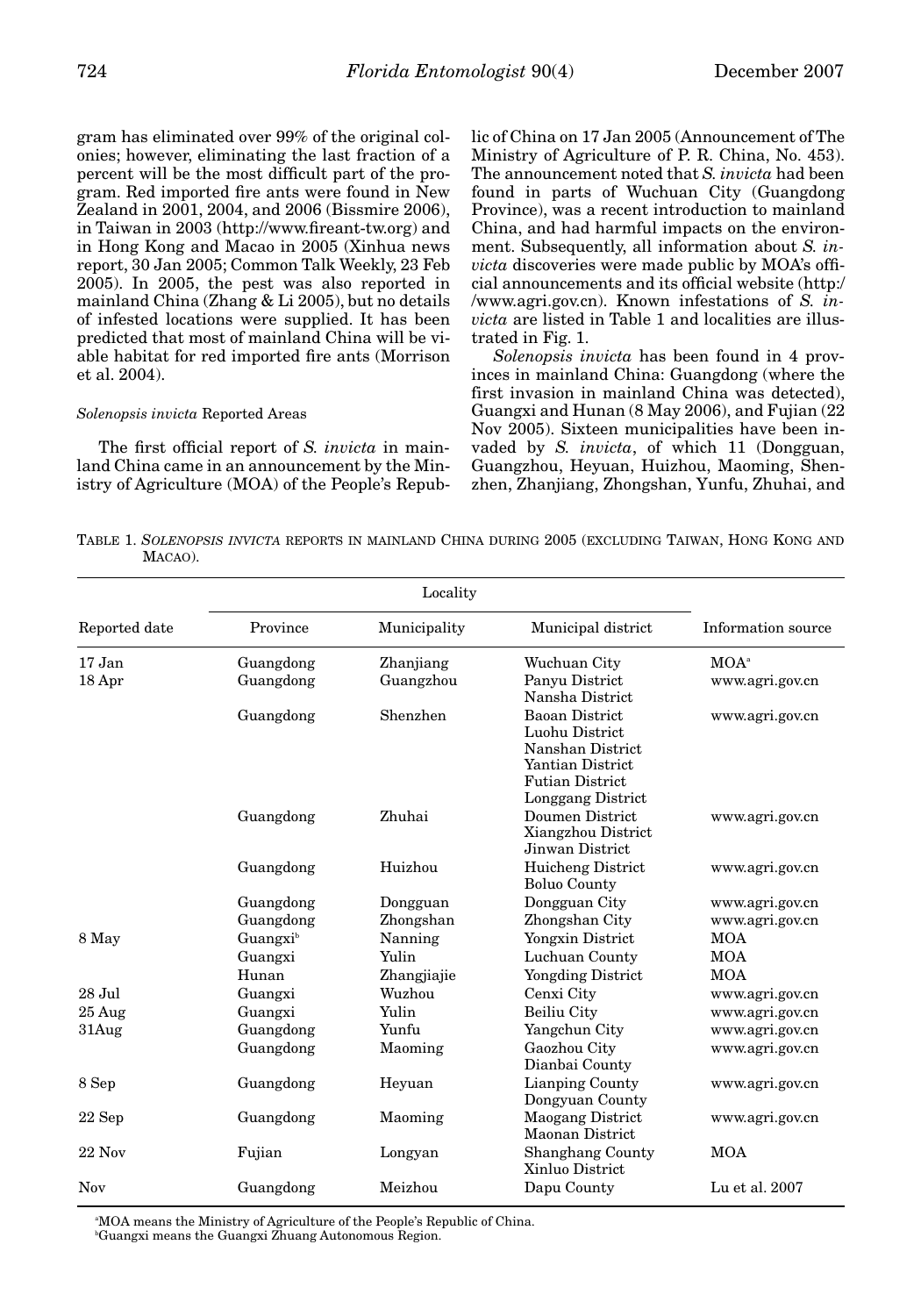gram has eliminated over 99% of the original colonies; however, eliminating the last fraction of a percent will be the most difficult part of the program. Red imported fire ants were found in New Zealand in 2001, 2004, and 2006 (Bissmire 2006), in Taiwan in 2003 (http://www.fireant-tw.org) and in Hong Kong and Macao in 2005 (Xinhua news report, 30 Jan 2005; Common Talk Weekly, 23 Feb 2005). In 2005, the pest was also reported in mainland China (Zhang & Li 2005), but no details of infested locations were supplied. It has been predicted that most of mainland China will be viable habitat for red imported fire ants (Morrison et al. 2004).

### *Solenopsis invicta* Reported Areas

The first official report of *S. invicta* in mainland China came in an announcement by the Ministry of Agriculture (MOA) of the People's Republic of China on 17 Jan 2005 (Announcement of The Ministry of Agriculture of P. R. China, No. 453). The announcement noted that *S. invicta* had been found in parts of Wuchuan City (Guangdong Province), was a recent introduction to mainland China, and had harmful impacts on the environment. Subsequently, all information about *S. invicta* discoveries were made public by MOA's official announcements and its official website (http://www.agri.gov.cn). Known infestations of *S. invicta* are listed in Table 1 and localities are illustrated in Fig. 1.

*Solenopsis invicta* has been found in 4 provinces in mainland China: Guangdong (where the first invasion in mainland China was detected), Guangxi and Hunan (8 May 2006), and Fujian (22 Nov 2005). Sixteen municipalities have been invaded by *S. invicta*, of which 11 (Dongguan, Guangzhou, Heyuan, Huizhou, Maoming, Shenzhen, Zhanjiang, Zhongshan, Yunfu, Zhuhai, and

TABLE 1. *SOLENOPSIS INVICTA* REPORTS IN MAINLAND CHINA DURING 2005 (EXCLUDING TAIWAN, HONG KONG AND MACAO).

| Reported date | Locality | | | Information source |
|---|---|---|---|---|
| | Province | Municipality | Municipal district | |
| 17 Jan | Guangdong | Zhanjiang | Wuchuan City | MOA[a] |
| 18 Apr | Guangdong | Guangzhou | Panyu District<br>Nansha District | www.agri.gov.cn |
| | Guangdong | Shenzhen | Baoan District<br>Luohu District<br>Nanshan District<br>Yantian District<br>Futian District<br>Longgang District | www.agri.gov.cn |
| | Guangdong | Zhuhai | Doumen District<br>Xiangzhou District<br>Jinwan District | www.agri.gov.cn |
| | Guangdong | Huizhou | Huicheng District<br>Boluo County | www.agri.gov.cn |
| | Guangdong | Dongguan | Dongguan City | www.agri.gov.cn |
| | Guangdong | Zhongshan | Zhongshan City | www.agri.gov.cn |
| 8 May | Guangxi[b] | Nanning | Yongxin District | MOA |
| | Guangxi | Yulin | Luchuan County | MOA |
| | Hunan | Zhangjiajie | Yongding District | MOA |
| 28 Jul | Guangxi | Wuzhou | Cenxi City | www.agri.gov.cn |
| 25 Aug | Guangxi | Yulin | Beiliu City | www.agri.gov.cn |
| 31Aug | Guangdong | Yunfu | Yangchun City | www.agri.gov.cn |
| | Guangdong | Maoming | Gaozhou City<br>Dianbai County | www.agri.gov.cn |
| 8 Sep | Guangdong | Heyuan | Lianping County<br>Dongyuan County | www.agri.gov.cn |
| 22 Sep | Guangdong | Maoming | Maogang District<br>Maonan District | www.agri.gov.cn |
| 22 Nov | Fujian | Longyan | Shanghang County<br>Xinluo District | MOA |
| Nov | Guangdong | Meizhou | Dapu County | Lu et al. 2007 |

[a]MOA means the Ministry of Agriculture of the People's Republic of China.
[b]Guangxi means the Guangxi Zhuang Autonomous Region.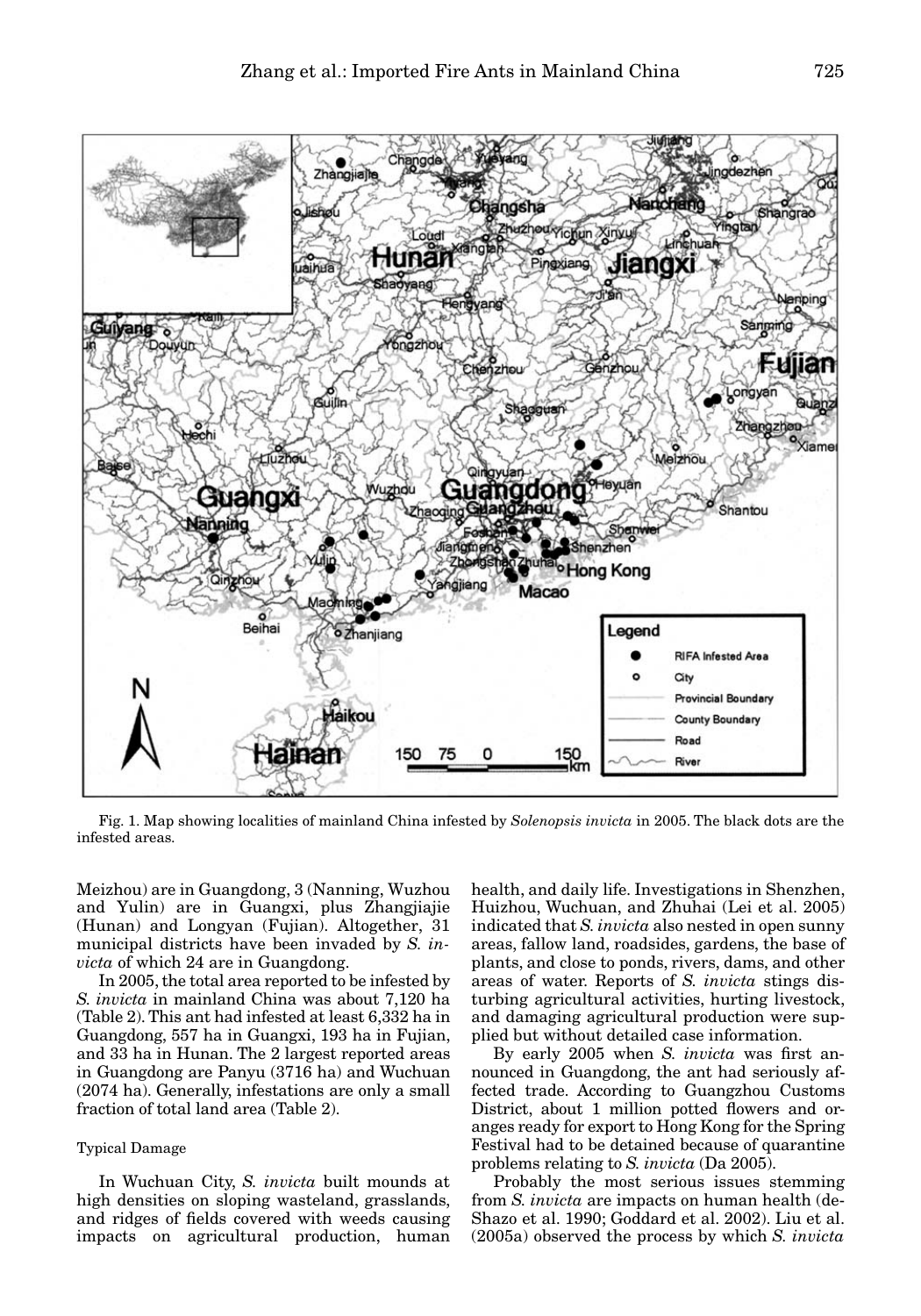Fig. 1. Map showing localities of mainland China infested by *Solenopsis invicta* in 2005. The black dots are the infested areas.

Meizhou) are in Guangdong, 3 (Nanning, Wuzhou and Yulin) are in Guangxi, plus Zhangjiajie (Hunan) and Longyan (Fujian). Altogether, 31 municipal districts have been invaded by *S. invicta* of which 24 are in Guangdong.

In 2005, the total area reported to be infested by *S. invicta* in mainland China was about 7,120 ha (Table 2). This ant had infested at least 6,332 ha in Guangdong, 557 ha in Guangxi, 193 ha in Fujian, and 33 ha in Hunan. The 2 largest reported areas in Guangdong are Panyu (3716 ha) and Wuchuan (2074 ha). Generally, infestations are only a small fraction of total land area (Table 2).

### Typical Damage

In Wuchuan City, *S. invicta* built mounds at high densities on sloping wasteland, grasslands, and ridges of fields covered with weeds causing impacts on agricultural production, human health, and daily life. Investigations in Shenzhen, Huizhou, Wuchuan, and Zhuhai (Lei et al. 2005) indicated that *S. invicta* also nested in open sunny areas, fallow land, roadsides, gardens, the base of plants, and close to ponds, rivers, dams, and other areas of water. Reports of *S. invicta* stings disturbing agricultural activities, hurting livestock, and damaging agricultural production were supplied but without detailed case information.

By early 2005 when *S. invicta* was first announced in Guangdong, the ant had seriously affected trade. According to Guangzhou Customs District, about 1 million potted flowers and oranges ready for export to Hong Kong for the Spring Festival had to be detained because of quarantine problems relating to *S. invicta* (Da 2005).

Probably the most serious issues stemming from *S. invicta* are impacts on human health (deShazo et al. 1990; Goddard et al. 2002). Liu et al. (2005a) observed the process by which *S. invicta*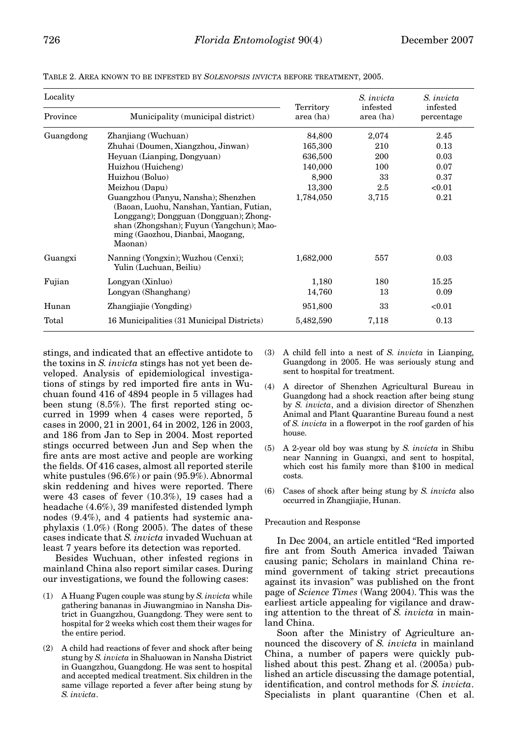TABLE 2. AREA KNOWN TO BE INFESTED BY *SOLENOPSIS INVICTA* BEFORE TREATMENT, 2005.

| Locality | | Territory area (ha) | *S. invicta* infested area (ha) | *S. invicta* infested percentage |
|---|---|---|---|---|
| Province | Municipality (municipal district) | | | |
| Guangdong | Zhanjiang (Wuchuan) | 84,800 | 2,074 | 2.45 |
| | Zhuhai (Doumen, Xiangzhou, Jinwan) | 165,300 | 210 | 0.13 |
| | Heyuan (Lianping, Dongyuan) | 636,500 | 200 | 0.03 |
| | Huizhou (Huicheng) | 140,000 | 100 | 0.07 |
| | Huizhou (Boluo) | 8,900 | 33 | 0.37 |
| | Meizhou (Dapu) | 13,300 | 2.5 | <0.01 |
| | Guangzhou (Panyu, Nansha); Shenzhen (Baoan, Luohu, Nanshan, Yantian, Futian, Longgang); Dongguan (Dongguan); Zhongshan (Zhongshan); Fuyun (Yangchun); Maoming (Gaozhou, Dianbai, Maogang, Maonan) | 1,784,050 | 3,715 | 0.21 |
| Guangxi | Nanning (Yongxin); Wuzhou (Cenxi); Yulin (Luchuan, Beiliu) | 1,682,000 | 557 | 0.03 |
| Fujian | Longyan (Xinluo) | 1,180 | 180 | 15.25 |
| | Longyan (Shanghang) | 14,760 | 13 | 0.09 |
| Hunan | Zhangjiajie (Yongding) | 951,800 | 33 | <0.01 |
| Total | 16 Municipalities (31 Municipal Districts) | 5,482,590 | 7,118 | 0.13 |

stings, and indicated that an effective antidote to the toxins in *S. invicta* stings has not yet been developed. Analysis of epidemiological investigations of stings by red imported fire ants in Wuchuan found 416 of 4894 people in 5 villages had been stung (8.5%). The first reported sting occurred in 1999 when 4 cases were reported, 5 cases in 2000, 21 in 2001, 64 in 2002, 126 in 2003, and 186 from Jan to Sep in 2004. Most reported stings occurred between Jun and Sep when the fire ants are most active and people are working the fields. Of 416 cases, almost all reported sterile white pustules (96.6%) or pain (95.9%). Abnormal skin reddening and hives were reported. There were 43 cases of fever (10.3%), 19 cases had a headache (4.6%), 39 manifested distended lymph nodes (9.4%), and 4 patients had systemic anaphylaxis (1.0%) (Rong 2005). The dates of these cases indicate that *S. invicta* invaded Wuchuan at least 7 years before its detection was reported.

Besides Wuchuan, other infested regions in mainland China also report similar cases. During our investigations, we found the following cases:

(1) A Huang Fugen couple was stung by *S. invicta* while gathering bananas in Jiuwangmiao in Nansha District in Guangzhou, Guangdong. They were sent to hospital for 2 weeks which cost them their wages for the entire period.

(2) A child had reactions of fever and shock after being stung by *S. invicta* in Shaluowan in Nansha District in Guangzhou, Guangdong. He was sent to hospital and accepted medical treatment. Six children in the same village reported a fever after being stung by *S. invicta*.

(3) A child fell into a nest of *S. invicta* in Lianping, Guangdong in 2005. He was seriously stung and sent to hospital for treatment.

(4) A director of Shenzhen Agricultural Bureau in Guangdong had a shock reaction after being stung by *S. invicta*, and a division director of Shenzhen Animal and Plant Quarantine Bureau found a nest of *S. invicta* in a flowerpot in the roof garden of his house.

(5) A 2-year old boy was stung by *S. invicta* in Shibu near Nanning in Guangxi, and sent to hospital, which cost his family more than $100 in medical costs.

(6) Cases of shock after being stung by *S. invicta* also occurred in Zhangjiajie, Hunan.

### Precaution and Response

In Dec 2004, an article entitled "Red imported fire ant from South America invaded Taiwan causing panic; Scholars in mainland China remind government of taking strict precautions against its invasion" was published on the front page of *Science Times* (Wang 2004). This was the earliest article appealing for vigilance and drawing attention to the threat of *S. invicta* in mainland China.

Soon after the Ministry of Agriculture announced the discovery of *S. invicta* in mainland China, a number of papers were quickly published about this pest. Zhang et al. (2005a) published an article discussing the damage potential, identification, and control methods for *S. invicta*. Specialists in plant quarantine (Chen et al.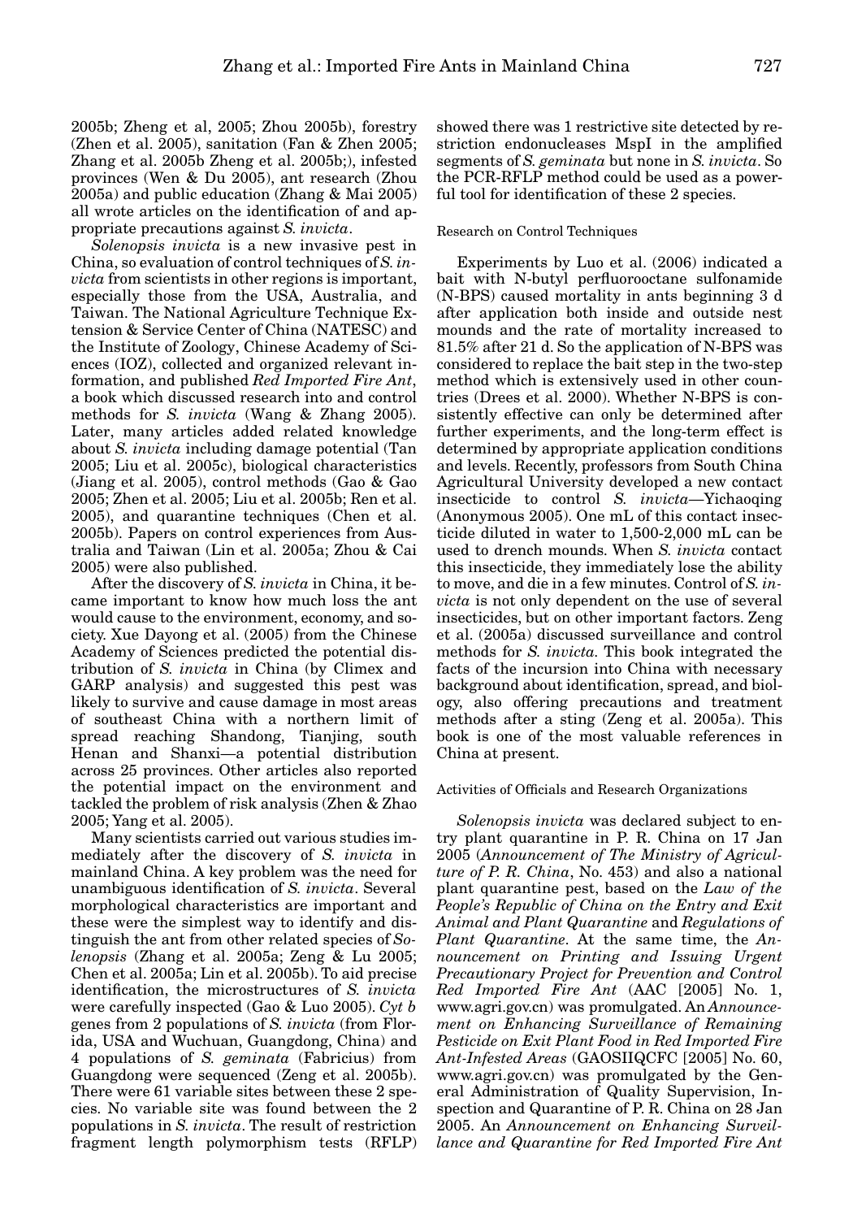2005b; Zheng et al, 2005; Zhou 2005b), forestry (Zhen et al. 2005), sanitation (Fan & Zhen 2005; Zhang et al. 2005b Zheng et al. 2005b;), infested provinces (Wen & Du 2005), ant research (Zhou 2005a) and public education (Zhang & Mai 2005) all wrote articles on the identification of and appropriate precautions against *S. invicta*.

*Solenopsis invicta* is a new invasive pest in China, so evaluation of control techniques of *S. invicta* from scientists in other regions is important, especially those from the USA, Australia, and Taiwan. The National Agriculture Technique Extension & Service Center of China (NATESC) and the Institute of Zoology, Chinese Academy of Sciences (IOZ), collected and organized relevant information, and published *Red Imported Fire Ant*, a book which discussed research into and control methods for *S. invicta* (Wang & Zhang 2005). Later, many articles added related knowledge about *S. invicta* including damage potential (Tan 2005; Liu et al. 2005c), biological characteristics (Jiang et al. 2005), control methods (Gao & Gao 2005; Zhen et al. 2005; Liu et al. 2005b; Ren et al. 2005), and quarantine techniques (Chen et al. 2005b). Papers on control experiences from Australia and Taiwan (Lin et al. 2005a; Zhou & Cai 2005) were also published.

After the discovery of *S. invicta* in China, it became important to know how much loss the ant would cause to the environment, economy, and society. Xue Dayong et al. (2005) from the Chinese Academy of Sciences predicted the potential distribution of *S. invicta* in China (by Climex and GARP analysis) and suggested this pest was likely to survive and cause damage in most areas of southeast China with a northern limit of spread reaching Shandong, Tianjing, south Henan and Shanxi—a potential distribution across 25 provinces. Other articles also reported the potential impact on the environment and tackled the problem of risk analysis (Zhen & Zhao 2005; Yang et al. 2005).

Many scientists carried out various studies immediately after the discovery of *S. invicta* in mainland China. A key problem was the need for unambiguous identification of *S. invicta*. Several morphological characteristics are important and these were the simplest way to identify and distinguish the ant from other related species of *Solenopsis* (Zhang et al. 2005a; Zeng & Lu 2005; Chen et al. 2005a; Lin et al. 2005b). To aid precise identification, the microstructures of *S. invicta* were carefully inspected (Gao & Luo 2005). *Cyt b* genes from 2 populations of *S. invicta* (from Florida, USA and Wuchuan, Guangdong, China) and 4 populations of *S. geminata* (Fabricius) from Guangdong were sequenced (Zeng et al. 2005b). There were 61 variable sites between these 2 species. No variable site was found between the 2 populations in *S. invicta*. The result of restriction fragment length polymorphism tests (RFLP) showed there was 1 restrictive site detected by restriction endonucleases MspI in the amplified segments of *S. geminata* but none in *S. invicta*. So the PCR-RFLP method could be used as a powerful tool for identification of these 2 species.

### Research on Control Techniques

Experiments by Luo et al. (2006) indicated a bait with N-butyl perfluorooctane sulfonamide (N-BPS) caused mortality in ants beginning 3 d after application both inside and outside nest mounds and the rate of mortality increased to 81.5% after 21 d. So the application of N-BPS was considered to replace the bait step in the two-step method which is extensively used in other countries (Drees et al. 2000). Whether N-BPS is consistently effective can only be determined after further experiments, and the long-term effect is determined by appropriate application conditions and levels. Recently, professors from South China Agricultural University developed a new contact insecticide to control *S. invicta*—Yichaoqing (Anonymous 2005). One mL of this contact insecticide diluted in water to 1,500-2,000 mL can be used to drench mounds. When *S. invicta* contact this insecticide, they immediately lose the ability to move, and die in a few minutes. Control of *S. invicta* is not only dependent on the use of several insecticides, but on other important factors. Zeng et al. (2005a) discussed surveillance and control methods for *S. invicta*. This book integrated the facts of the incursion into China with necessary background about identification, spread, and biology, also offering precautions and treatment methods after a sting (Zeng et al. 2005a). This book is one of the most valuable references in China at present.

### Activities of Officials and Research Organizations

*Solenopsis invicta* was declared subject to entry plant quarantine in P. R. China on 17 Jan 2005 (*Announcement of The Ministry of Agriculture of P. R. China*, No. 453) and also a national plant quarantine pest, based on the *Law of the People's Republic of China on the Entry and Exit Animal and Plant Quarantine* and *Regulations of Plant Quarantine*. At the same time, the *Announcement on Printing and Issuing Urgent Precautionary Project for Prevention and Control Red Imported Fire Ant* (AAC [2005] No. 1, www.agri.gov.cn) was promulgated. An *Announcement on Enhancing Surveillance of Remaining Pesticide on Exit Plant Food in Red Imported Fire Ant-Infested Areas* (GAOSIIQCFC [2005] No. 60, www.agri.gov.cn) was promulgated by the General Administration of Quality Supervision, Inspection and Quarantine of P. R. China on 28 Jan 2005. An *Announcement on Enhancing Surveillance and Quarantine for Red Imported Fire Ant*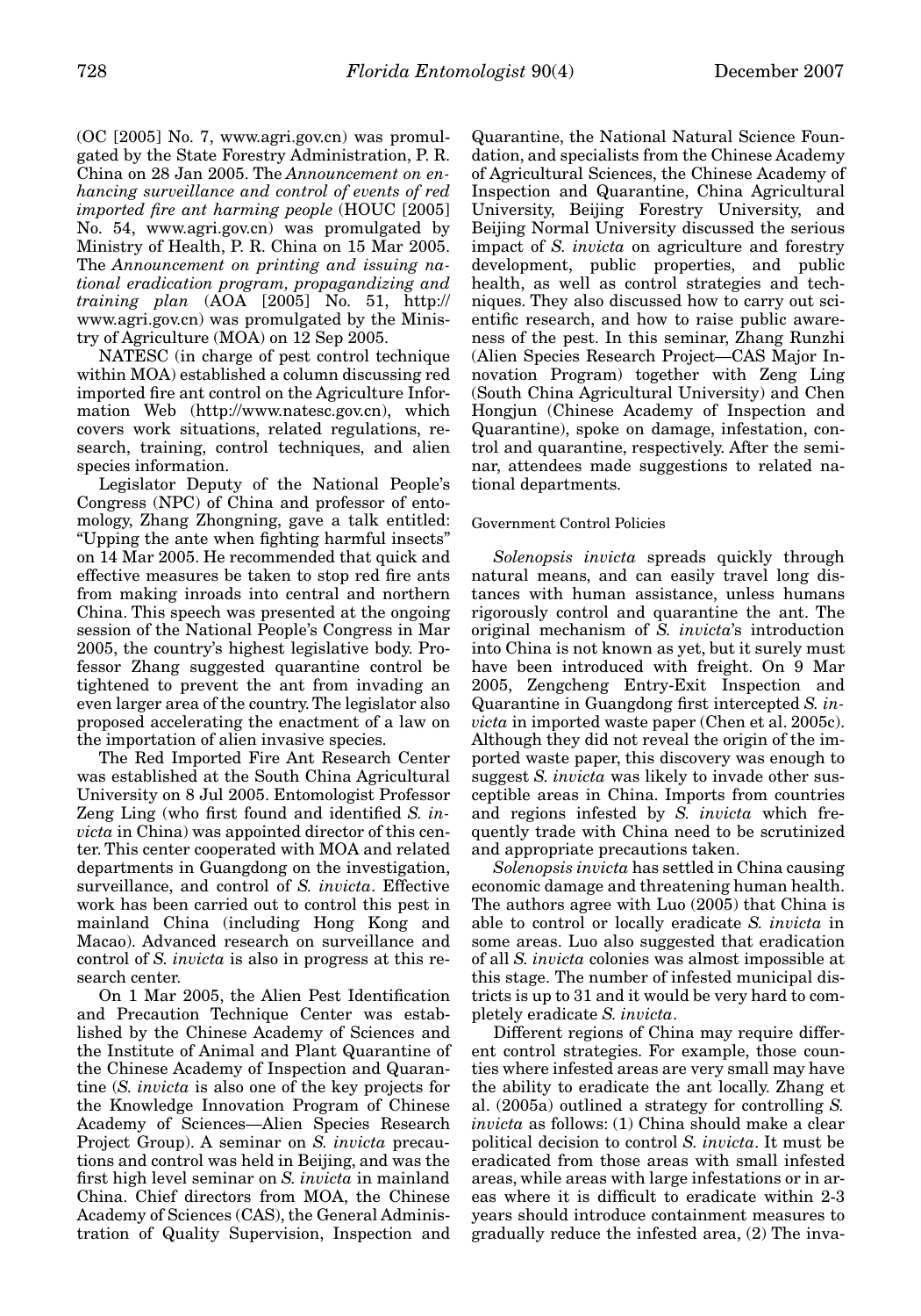(OC [2005] No. 7, www.agri.gov.cn) was promulgated by the State Forestry Administration, P. R. China on 28 Jan 2005. The *Announcement on enhancing surveillance and control of events of red imported fire ant harming people* (HOUC [2005] No. 54, www.agri.gov.cn) was promulgated by Ministry of Health, P. R. China on 15 Mar 2005. The *Announcement on printing and issuing national eradication program, propagandizing and training plan* (AOA [2005] No. 51, http://www.agri.gov.cn) was promulgated by the Ministry of Agriculture (MOA) on 12 Sep 2005.

NATESC (in charge of pest control technique within MOA) established a column discussing red imported fire ant control on the Agriculture Information Web (http://www.natesc.gov.cn), which covers work situations, related regulations, research, training, control techniques, and alien species information.

Legislator Deputy of the National People's Congress (NPC) of China and professor of entomology, Zhang Zhongning, gave a talk entitled: "Upping the ante when fighting harmful insects" on 14 Mar 2005. He recommended that quick and effective measures be taken to stop red fire ants from making inroads into central and northern China. This speech was presented at the ongoing session of the National People's Congress in Mar 2005, the country's highest legislative body. Professor Zhang suggested quarantine control be tightened to prevent the ant from invading an even larger area of the country. The legislator also proposed accelerating the enactment of a law on the importation of alien invasive species.

The Red Imported Fire Ant Research Center was established at the South China Agricultural University on 8 Jul 2005. Entomologist Professor Zeng Ling (who first found and identified *S. invicta* in China) was appointed director of this center. This center cooperated with MOA and related departments in Guangdong on the investigation, surveillance, and control of *S. invicta*. Effective work has been carried out to control this pest in mainland China (including Hong Kong and Macao). Advanced research on surveillance and control of *S. invicta* is also in progress at this research center.

On 1 Mar 2005, the Alien Pest Identification and Precaution Technique Center was established by the Chinese Academy of Sciences and the Institute of Animal and Plant Quarantine of the Chinese Academy of Inspection and Quarantine (*S. invicta* is also one of the key projects for the Knowledge Innovation Program of Chinese Academy of Sciences—Alien Species Research Project Group). A seminar on *S. invicta* precautions and control was held in Beijing, and was the first high level seminar on *S. invicta* in mainland China. Chief directors from MOA, the Chinese Academy of Sciences (CAS), the General Administration of Quality Supervision, Inspection and Quarantine, the National Natural Science Foundation, and specialists from the Chinese Academy of Agricultural Sciences, the Chinese Academy of Inspection and Quarantine, China Agricultural University, Beijing Forestry University, and Beijing Normal University discussed the serious impact of *S. invicta* on agriculture and forestry development, public properties, and public health, as well as control strategies and techniques. They also discussed how to carry out scientific research, and how to raise public awareness of the pest. In this seminar, Zhang Runzhi (Alien Species Research Project—CAS Major Innovation Program) together with Zeng Ling (South China Agricultural University) and Chen Hongjun (Chinese Academy of Inspection and Quarantine), spoke on damage, infestation, control and quarantine, respectively. After the seminar, attendees made suggestions to related national departments.

### Government Control Policies

*Solenopsis invicta* spreads quickly through natural means, and can easily travel long distances with human assistance, unless humans rigorously control and quarantine the ant. The original mechanism of *S. invicta*'s introduction into China is not known as yet, but it surely must have been introduced with freight. On 9 Mar 2005, Zengcheng Entry-Exit Inspection and Quarantine in Guangdong first intercepted *S. invicta* in imported waste paper (Chen et al. 2005c). Although they did not reveal the origin of the imported waste paper, this discovery was enough to suggest *S. invicta* was likely to invade other susceptible areas in China. Imports from countries and regions infested by *S. invicta* which frequently trade with China need to be scrutinized and appropriate precautions taken.

*Solenopsis invicta* has settled in China causing economic damage and threatening human health. The authors agree with Luo (2005) that China is able to control or locally eradicate *S. invicta* in some areas. Luo also suggested that eradication of all *S. invicta* colonies was almost impossible at this stage. The number of infested municipal districts is up to 31 and it would be very hard to completely eradicate *S. invicta*.

Different regions of China may require different control strategies. For example, those counties where infested areas are very small may have the ability to eradicate the ant locally. Zhang et al. (2005a) outlined a strategy for controlling *S. invicta* as follows: (1) China should make a clear political decision to control *S. invicta*. It must be eradicated from those areas with small infested areas, while areas with large infestations or in areas where it is difficult to eradicate within 2-3 years should introduce containment measures to gradually reduce the infested area, (2) The inva-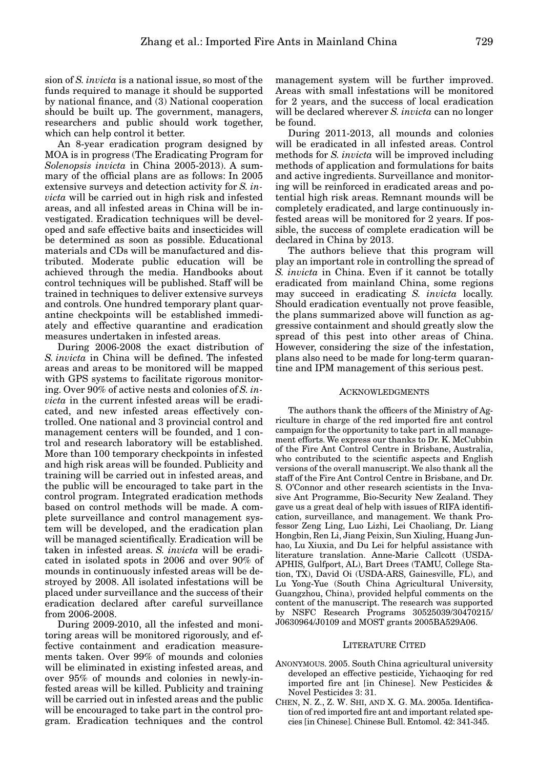sion of *S. invicta* is a national issue, so most of the funds required to manage it should be supported by national finance, and (3) National cooperation should be built up. The government, managers, researchers and public should work together, which can help control it better.

An 8-year eradication program designed by MOA is in progress (The Eradicating Program for *Solenopsis invicta* in China 2005-2013). A summary of the official plans are as follows: In 2005 extensive surveys and detection activity for *S. invicta* will be carried out in high risk and infested areas, and all infested areas in China will be investigated. Eradication techniques will be developed and safe effective baits and insecticides will be determined as soon as possible. Educational materials and CDs will be manufactured and distributed. Moderate public education will be achieved through the media. Handbooks about control techniques will be published. Staff will be trained in techniques to deliver extensive surveys and controls. One hundred temporary plant quarantine checkpoints will be established immediately and effective quarantine and eradication measures undertaken in infested areas.

During 2006-2008 the exact distribution of *S. invicta* in China will be defined. The infested areas and areas to be monitored will be mapped with GPS systems to facilitate rigorous monitoring. Over 90% of active nests and colonies of *S. invicta* in the current infested areas will be eradicated, and new infested areas effectively controlled. One national and 3 provincial control and management centers will be founded, and 1 control and research laboratory will be established. More than 100 temporary checkpoints in infested and high risk areas will be founded. Publicity and training will be carried out in infested areas, and the public will be encouraged to take part in the control program. Integrated eradication methods based on control methods will be made. A complete surveillance and control management system will be developed, and the eradication plan will be managed scientifically. Eradication will be taken in infested areas. *S. invicta* will be eradicated in isolated spots in 2006 and over 90% of mounds in continuously infested areas will be destroyed by 2008. All isolated infestations will be placed under surveillance and the success of their eradication declared after careful surveillance from 2006-2008.

During 2009-2010, all the infested and monitoring areas will be monitored rigorously, and effective containment and eradication measurements taken. Over 99% of mounds and colonies will be eliminated in existing infested areas, and over 95% of mounds and colonies in newly-infested areas will be killed. Publicity and training will be carried out in infested areas and the public will be encouraged to take part in the control program. Eradication techniques and the control management system will be further improved. Areas with small infestations will be monitored for 2 years, and the success of local eradication will be declared wherever *S. invicta* can no longer be found.

During 2011-2013, all mounds and colonies will be eradicated in all infested areas. Control methods for *S. invicta* will be improved including methods of application and formulations for baits and active ingredients. Surveillance and monitoring will be reinforced in eradicated areas and potential high risk areas. Remnant mounds will be completely eradicated, and large continuously infested areas will be monitored for 2 years. If possible, the success of complete eradication will be declared in China by 2013.

The authors believe that this program will play an important role in controlling the spread of *S. invicta* in China. Even if it cannot be totally eradicated from mainland China, some regions may succeed in eradicating *S. invicta* locally. Should eradication eventually not prove feasible, the plans summarized above will function as aggressive containment and should greatly slow the spread of this pest into other areas of China. However, considering the size of the infestation, plans also need to be made for long-term quarantine and IPM management of this serious pest.

## Acknowledgments

The authors thank the officers of the Ministry of Agriculture in charge of the red imported fire ant control campaign for the opportunity to take part in all management efforts. We express our thanks to Dr. K. McCubbin of the Fire Ant Control Centre in Brisbane, Australia, who contributed to the scientific aspects and English versions of the overall manuscript. We also thank all the staff of the Fire Ant Control Centre in Brisbane, and Dr. S. O'Connor and other research scientists in the Invasive Ant Programme, Bio-Security New Zealand. They gave us a great deal of help with issues of RIFA identification, surveillance, and management. We thank Professor Zeng Ling, Luo Lizhi, Lei Chaoliang, Dr. Liang Hongbin, Ren Li, Jiang Peixin, Sun Xiuling, Huang Junhao, Lu Xiuxia, and Du Lei for helpful assistance with literature translation. Anne-Marie Callcott (USDA-APHIS, Gulfport, AL), Bart Drees (TAMU, College Station, TX), David Oi (USDA-ARS, Gainesville, FL), and Lu Yong-Yue (South China Agricultural University, Guangzhou, China), provided helpful comments on the content of the manuscript. The research was supported by NSFC Research Programs 30525039/30470215/J0630964/J0109 and MOST grants 2005BA529A06.

## Literature Cited

ANONYMOUS. 2005. South China agricultural university developed an effective pesticide, Yichaoqing for red imported fire ant [in Chinese]. New Pesticides & Novel Pesticides 3: 31.

CHEN, N. Z., Z. W. SHI, AND X. G. MA. 2005a. Identification of red imported fire ant and important related species [in Chinese]. Chinese Bull. Entomol. 42: 341-345.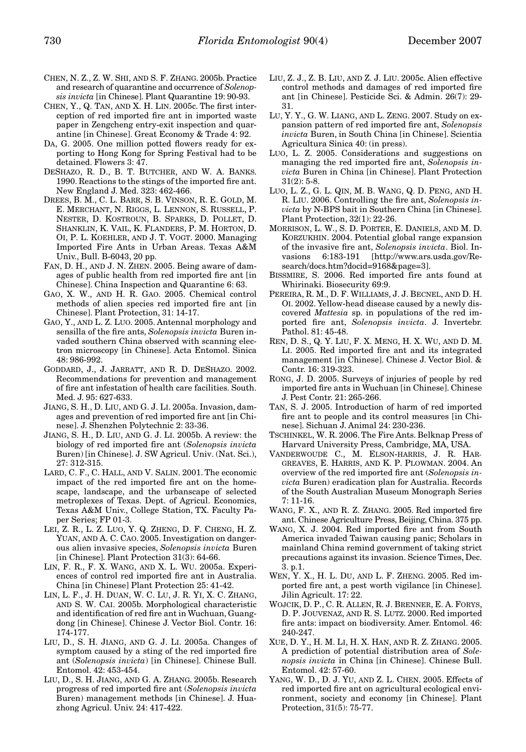CHEN, N. Z., Z. W. SHI, AND S. F. ZHANG. 2005b. Practice and research of quarantine and occurrence of *Solenopsis invicta* [in Chinese]. Plant Quarantine 19: 90-93.

CHEN, Y., Q. TAN, AND X. H. LIN. 2005c. The first interception of red imported fire ant in imported waste paper in Zengcheng entry-exit inspection and quarantine [in Chinese]. Great Economy & Trade 4: 92.

DA, G. 2005. One million potted flowers ready for exporting to Hong Kong for Spring Festival had to be detained. Flowers 3: 47.

DESHAZO, R. D., B. T. BUTCHER, AND W. A. BANKS. 1990. Reactions to the stings of the imported fire ant. New England J. Med. 323: 462-466.

DREES, B. M., C. L. BARR, S. B. VINSON, R. E. GOLD, M. E. MERCHANT, N. RIGGS, L. LENNON, S. RUSSELL, P. NESTER, D. KOSTROUN, B. SPARKS, D. POLLET, D. SHANKLIN, K. VAIL, K. FLANDERS, P. M. HORTON, D. OI, P. L. KOEHLER, AND J. T. VOGT. 2000. Managing Imported Fire Ants in Urban Areas. Texas A&M Univ., Bull. B-6043, 20 pp.

FAN, D. H., AND J. N. ZHEN. 2005. Being aware of damages of public health from red imported fire ant [in Chinese]. China Inspection and Quarantine 6: 63.

GAO, X. W., AND H. R. GAO. 2005. Chemical control methods of alien species red imported fire ant [in Chinese]. Plant Protection, 31: 14-17.

GAO, Y., AND L. Z. LUO. 2005. Antennal morphology and sensilla of the fire ants, *Solenopsis invicta* Buren invaded southern China observed with scanning electron microscopy [in Chinese]. Acta Entomol. Sinica 48: 986-992.

GODDARD, J., J. JARRATT, AND R. D. DESHAZO. 2002. Recommendations for prevention and management of fire ant infestation of health care facilities. South. Med. J. 95: 627-633.

JIANG, S. H., D. LIU, AND G. J. LI. 2005a. Invasion, damages and prevention of red imported fire ant [in Chinese]. J. Shenzhen Polytechnic 2: 33-36.

JIANG, S. H., D. LIU, AND G. J. LI. 2005b. A review: the biology of red imported fire ant (*Solenopsis invicta* Buren) [in Chinese]. J. SW Agricul. Univ. (Nat. Sci.), 27: 312-315.

LARD, C. F., C. HALL, AND V. SALIN. 2001. The economic impact of the red imported fire ant on the homescape, landscape, and the urbanscape of selected metroplexes of Texas. Dept. of Agricul. Economics, Texas A&M Univ., College Station, TX. Faculty Paper Series; FP 01-3.

LEI, Z. R., L. Z. LUO, Y. Q. ZHENG, D. F. CHENG, H. Z. YUAN, AND A. C. CAO. 2005. Investigation on dangerous alien invasive species, *Solenopsis invicta* Buren [in Chinese]. Plant Protection 31(3): 64-66.

LIN, F. R., F. X. WANG, AND X. L. WU. 2005a. Experiences of control red imported fire ant in Australia. China [in Chinese] Plant Protection 25: 41-42.

LIN, L. F., J. H. DUAN, W. C. LU, J. R. YI, X. C. ZHANG, AND S. W. CAI. 2005b. Morphological characteristic and identification of red fire ant in Wuchuan, Guangdong [in Chinese]. Chinese J. Vector Biol. Contr. 16: 174-177.

LIU, D., S. H. JIANG, AND G. J. LI. 2005a. Changes of symptom caused by a sting of the red imported fire ant (*Solenopsis invicta*) [in Chinese]. Chinese Bull. Entomol. 42: 453-454.

LIU, D., S. H. JIANG, AND G. A. ZHANG. 2005b. Research progress of red imported fire ant (*Solenopsis invicta* Buren) management methods [in Chinese]. J. Huazhong Agricul. Univ. 24: 417-422.

LIU, Z. J., Z. B. LIU, AND Z. J. LIU. 2005c. Alien effective control methods and damages of red imported fire ant [in Chinese]. Pesticide Sci. & Admin. 26(7): 29-31.

LU, Y. Y., G. W. LIANG, AND L. ZENG. 2007. Study on expansion pattern of red imported fire ant, *Solenopsis invicta* Buren, in South China [in Chinese]. Scientia Agricultura Sinica 40: (in press).

LUO, L. Z. 2005. Considerations and suggestions on managing the red imported fire ant, *Solenopsis invicta* Buren in China [in Chinese]. Plant Protection 31(2): 5-8.

LUO, L. Z., G. L. QIN, M. B. WANG, Q. D. PENG, AND H. R. LIU. 2006. Controlling the fire ant, *Solenopsis invicta* by N-BPS bait in Southern China [in Chinese]. Plant Protection, 32(1): 22-26.

MORRISON, L. W., S. D. PORTER, E. DANIELS, AND M. D. KORZUKHIN. 2004. Potential global range expansion of the invasive fire ant, *Solenopsis invicta*. Biol. Invasions 6:183-191 [http://www.ars.usda.gov/Research/docs.htm?docid=9168&page=3].

BISSMIRE, S. 2006. Red imported fire ants found at Whirinaki. Biosecurity 69:9.

PEREIRA, R. M., D. F. WILLIAMS, J. J. BECNEL, AND D. H. OI. 2002. Yellow-head disease caused by a newly discovered *Mattesia* sp. in populations of the red imported fire ant, *Solenopsis invicta*. J. Invertebr. Pathol. 81: 45-48.

REN, D. S., Q. Y. LIU, F. X. MENG, H. X. WU, AND D. M. LI. 2005. Red imported fire ant and its integrated management [in Chinese]. Chinese J. Vector Biol. & Contr. 16: 319-323.

RONG, J. D. 2005. Surveys of injuries of people by red imported fire ants in Wuchuan [in Chinese]. Chinese J. Pest Contr. 21: 265-266.

TAN, S. J. 2005. Introduction of harm of red imported fire ant to people and its control measures [in Chinese]. Sichuan J. Animal 24: 230-236.

TSCHINKEL, W. R. 2006. The Fire Ants. Belknap Press of Harvard University Press, Cambridge, MA, USA.

VANDERWOUDE C., M. ELSON-HARRIS, J. R. HARGREAVES, E. HARRIS, AND K. P. PLOWMAN. 2004. An overview of the red imported fire ant (*Solenopsis invicta* Buren) eradication plan for Australia. Records of the South Australian Museum Monograph Series 7: 11-16.

WANG, F. X., AND R. Z. ZHANG. 2005. Red imported fire ant. Chinese Agriculture Press, Beijing, China. 375 pp.

WANG, X. J. 2004. Red imported fire ant from South America invaded Taiwan causing panic; Scholars in mainland China remind government of taking strict precautions against its invasion. Science Times, Dec. 3. p.1.

WEN, Y. X., H. L. DU, AND L. F. ZHENG. 2005. Red imported fire ant, a pest worth vigilance [in Chinese]. Jilin Agricult. 17: 22.

WOJCIK, D. P., C. R. ALLEN, R. J. BRENNER, E. A. FORYS, D. P. JOUVENAZ, AND R. S. LUTZ. 2000. Red imported fire ants: impact on biodiversity. Amer. Entomol. 46: 240-247.

XUE, D. Y., H. M. LI, H. X. HAN, AND R. Z. ZHANG. 2005. A prediction of potential distribution area of *Solenopsis invicta* in China [in Chinese]. Chinese Bull. Entomol. 42: 57-60.

YANG, W. D., D. J. YU, AND Z. L. CHEN. 2005. Effects of red imported fire ant on agricultural ecological environment, society and economy [in Chinese]. Plant Protection, 31(5): 75-77.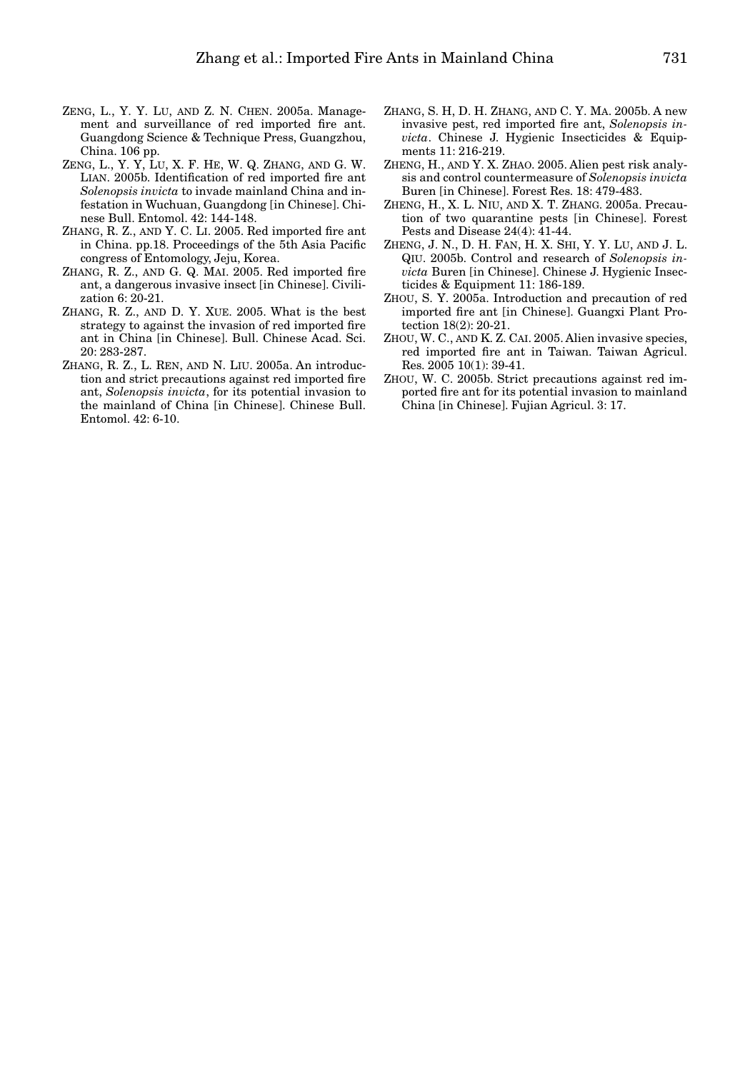ZENG, L., Y. Y. LU, AND Z. N. CHEN. 2005a. Management and surveillance of red imported fire ant. Guangdong Science & Technique Press, Guangzhou, China. 106 pp.

ZENG, L., Y. Y, LU, X. F. HE, W. Q. ZHANG, AND G. W. LIAN. 2005b. Identification of red imported fire ant *Solenopsis invicta* to invade mainland China and infestation in Wuchuan, Guangdong [in Chinese]. Chinese Bull. Entomol. 42: 144-148.

ZHANG, R. Z., AND Y. C. LI. 2005. Red imported fire ant in China. pp.18. Proceedings of the 5th Asia Pacific congress of Entomology, Jeju, Korea.

ZHANG, R. Z., AND G. Q. MAI. 2005. Red imported fire ant, a dangerous invasive insect [in Chinese]. Civilization 6: 20-21.

ZHANG, R. Z., AND D. Y. XUE. 2005. What is the best strategy to against the invasion of red imported fire ant in China [in Chinese]. Bull. Chinese Acad. Sci. 20: 283-287.

ZHANG, R. Z., L. REN, AND N. LIU. 2005a. An introduction and strict precautions against red imported fire ant, *Solenopsis invicta*, for its potential invasion to the mainland of China [in Chinese]. Chinese Bull. Entomol. 42: 6-10.

ZHANG, S. H, D. H. ZHANG, AND C. Y. MA. 2005b. A new invasive pest, red imported fire ant, *Solenopsis invicta*. Chinese J. Hygienic Insecticides & Equipments 11: 216-219.

ZHENG, H., AND Y. X. ZHAO. 2005. Alien pest risk analysis and control countermeasure of *Solenopsis invicta* Buren [in Chinese]. Forest Res. 18: 479-483.

ZHENG, H., X. L. NIU, AND X. T. ZHANG. 2005a. Precaution of two quarantine pests [in Chinese]. Forest Pests and Disease 24(4): 41-44.

ZHENG, J. N., D. H. FAN, H. X. SHI, Y. Y. LU, AND J. L. QIU. 2005b. Control and research of *Solenopsis invicta* Buren [in Chinese]. Chinese J. Hygienic Insecticides & Equipment 11: 186-189.

ZHOU, S. Y. 2005a. Introduction and precaution of red imported fire ant [in Chinese]. Guangxi Plant Protection 18(2): 20-21.

ZHOU, W. C., AND K. Z. CAI. 2005. Alien invasive species, red imported fire ant in Taiwan. Taiwan Agricul. Res. 2005 10(1): 39-41.

ZHOU, W. C. 2005b. Strict precautions against red imported fire ant for its potential invasion to mainland China [in Chinese]. Fujian Agricul. 3: 17.